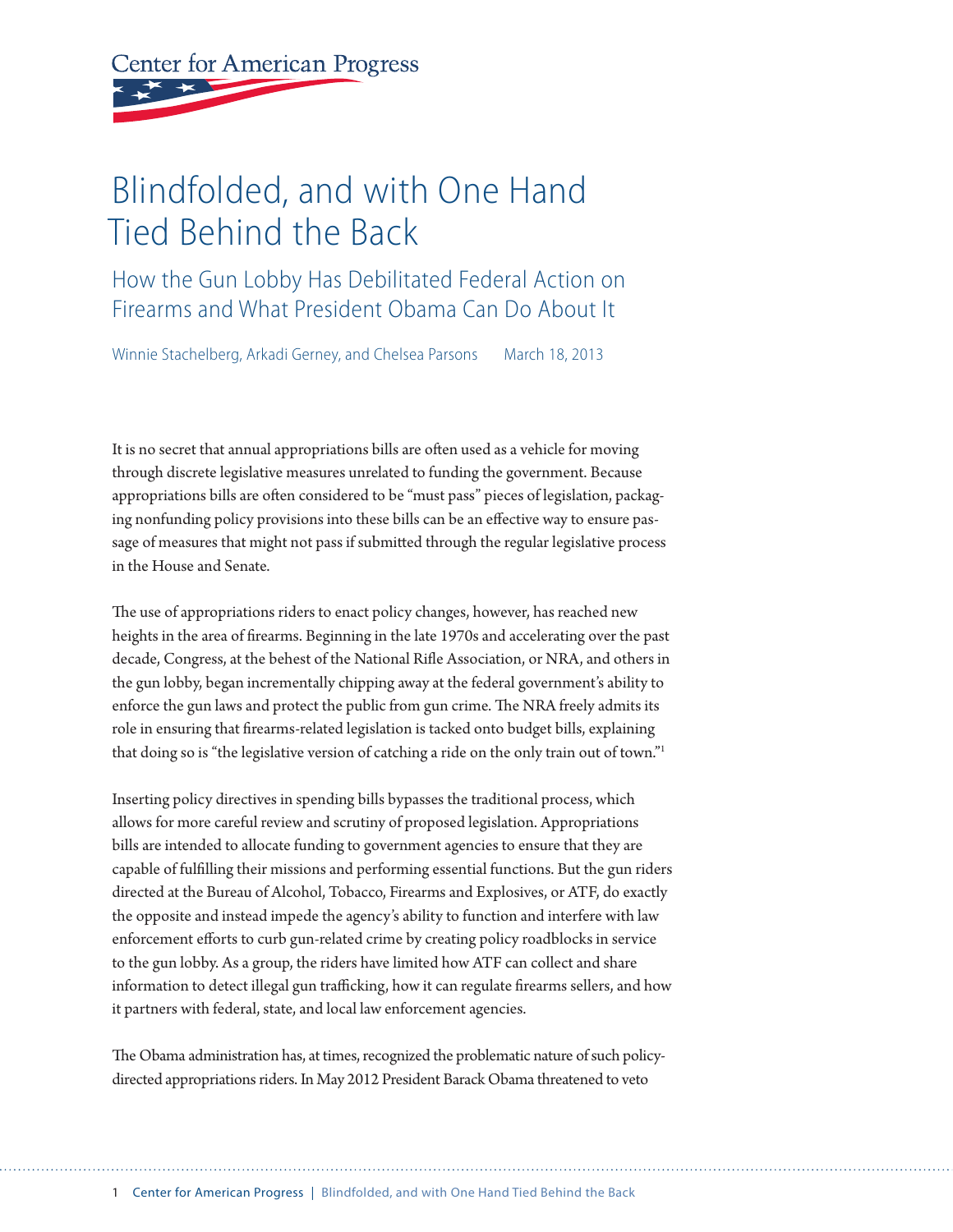Center for American Progress

# Blindfolded, and with One Hand Tied Behind the Back

## How the Gun Lobby Has Debilitated Federal Action on Firearms and What President Obama Can Do About It

Winnie Stachelberg, Arkadi Gerney, and Chelsea Parsons March 18, 2013

It is no secret that annual appropriations bills are often used as a vehicle for moving through discrete legislative measures unrelated to funding the government. Because appropriations bills are often considered to be "must pass" pieces of legislation, packaging nonfunding policy provisions into these bills can be an effective way to ensure passage of measures that might not pass if submitted through the regular legislative process in the House and Senate.

The use of appropriations riders to enact policy changes, however, has reached new heights in the area of firearms. Beginning in the late 1970s and accelerating over the past decade, Congress, at the behest of the National Rifle Association, or NRA, and others in the gun lobby, began incrementally chipping away at the federal government's ability to enforce the gun laws and protect the public from gun crime. The NRA freely admits its role in ensuring that firearms-related legislation is tacked onto budget bills, explaining that doing so is "the legislative version of catching a ride on the only train out of town."[1]

Inserting policy directives in spending bills bypasses the traditional process, which allows for more careful review and scrutiny of proposed legislation. Appropriations bills are intended to allocate funding to government agencies to ensure that they are capable of fulfilling their missions and performing essential functions. But the gun riders directed at the Bureau of Alcohol, Tobacco, Firearms and Explosives, or ATF, do exactly the opposite and instead impede the agency's ability to function and interfere with law enforcement efforts to curb gun-related crime by creating policy roadblocks in service to the gun lobby. As a group, the riders have limited how ATF can collect and share information to detect illegal gun trafficking, how it can regulate firearms sellers, and how it partners with federal, state, and local law enforcement agencies.

The Obama administration has, at times, recognized the problematic nature of such policy-directed appropriations riders. In May 2012 President Barack Obama threatened to veto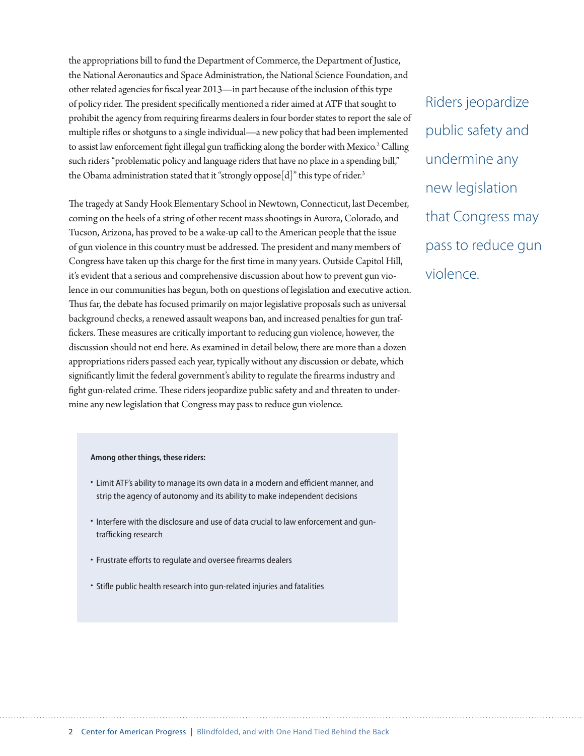the appropriations bill to fund the Department of Commerce, the Department of Justice, the National Aeronautics and Space Administration, the National Science Foundation, and other related agencies for fiscal year 2013—in part because of the inclusion of this type of policy rider. The president specifically mentioned a rider aimed at ATF that sought to prohibit the agency from requiring firearms dealers in four border states to report the sale of multiple rifles or shotguns to a single individual—a new policy that had been implemented to assist law enforcement fight illegal gun trafficking along the border with Mexico.[2] Calling such riders "problematic policy and language riders that have no place in a spending bill," the Obama administration stated that it "strongly oppose[d]" this type of rider.[3]

The tragedy at Sandy Hook Elementary School in Newtown, Connecticut, last December, coming on the heels of a string of other recent mass shootings in Aurora, Colorado, and Tucson, Arizona, has proved to be a wake-up call to the American people that the issue of gun violence in this country must be addressed. The president and many members of Congress have taken up this charge for the first time in many years. Outside Capitol Hill, it's evident that a serious and comprehensive discussion about how to prevent gun violence in our communities has begun, both on questions of legislation and executive action. Thus far, the debate has focused primarily on major legislative proposals such as universal background checks, a renewed assault weapons ban, and increased penalties for gun traffickers. These measures are critically important to reducing gun violence, however, the discussion should not end here. As examined in detail below, there are more than a dozen appropriations riders passed each year, typically without any discussion or debate, which significantly limit the federal government's ability to regulate the firearms industry and fight gun-related crime. These riders jeopardize public safety and and threaten to undermine any new legislation that Congress may pass to reduce gun violence.

Riders jeopardize public safety and undermine any new legislation that Congress may pass to reduce gun violence.

**Among other things, these riders:**

- Limit ATF's ability to manage its own data in a modern and efficient manner, and strip the agency of autonomy and its ability to make independent decisions
- Interfere with the disclosure and use of data crucial to law enforcement and gun-trafficking research
- Frustrate efforts to regulate and oversee firearms dealers
- Stifle public health research into gun-related injuries and fatalities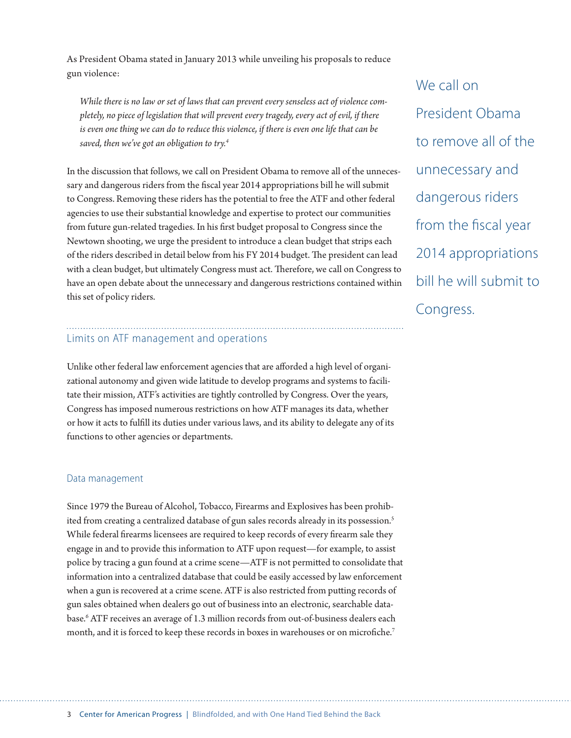As President Obama stated in January 2013 while unveiling his proposals to reduce gun violence:

> *While there is no law or set of laws that can prevent every senseless act of violence completely, no piece of legislation that will prevent every tragedy, every act of evil, if there is even one thing we can do to reduce this violence, if there is even one life that can be saved, then we've got an obligation to try.*[4]

In the discussion that follows, we call on President Obama to remove all of the unnecessary and dangerous riders from the fiscal year 2014 appropriations bill he will submit to Congress. Removing these riders has the potential to free the ATF and other federal agencies to use their substantial knowledge and expertise to protect our communities from future gun-related tragedies. In his first budget proposal to Congress since the Newtown shooting, we urge the president to introduce a clean budget that strips each of the riders described in detail below from his FY 2014 budget. The president can lead with a clean budget, but ultimately Congress must act. Therefore, we call on Congress to have an open debate about the unnecessary and dangerous restrictions contained within this set of policy riders.

We call on President Obama to remove all of the unnecessary and dangerous riders from the fiscal year 2014 appropriations bill he will submit to Congress.

## Limits on ATF management and operations

Unlike other federal law enforcement agencies that are afforded a high level of organizational autonomy and given wide latitude to develop programs and systems to facilitate their mission, ATF's activities are tightly controlled by Congress. Over the years, Congress has imposed numerous restrictions on how ATF manages its data, whether or how it acts to fulfill its duties under various laws, and its ability to delegate any of its functions to other agencies or departments.

### Data management

Since 1979 the Bureau of Alcohol, Tobacco, Firearms and Explosives has been prohibited from creating a centralized database of gun sales records already in its possession.[5] While federal firearms licensees are required to keep records of every firearm sale they engage in and to provide this information to ATF upon request—for example, to assist police by tracing a gun found at a crime scene—ATF is not permitted to consolidate that information into a centralized database that could be easily accessed by law enforcement when a gun is recovered at a crime scene. ATF is also restricted from putting records of gun sales obtained when dealers go out of business into an electronic, searchable database.[6] ATF receives an average of 1.3 million records from out-of-business dealers each month, and it is forced to keep these records in boxes in warehouses or on microfiche.[7]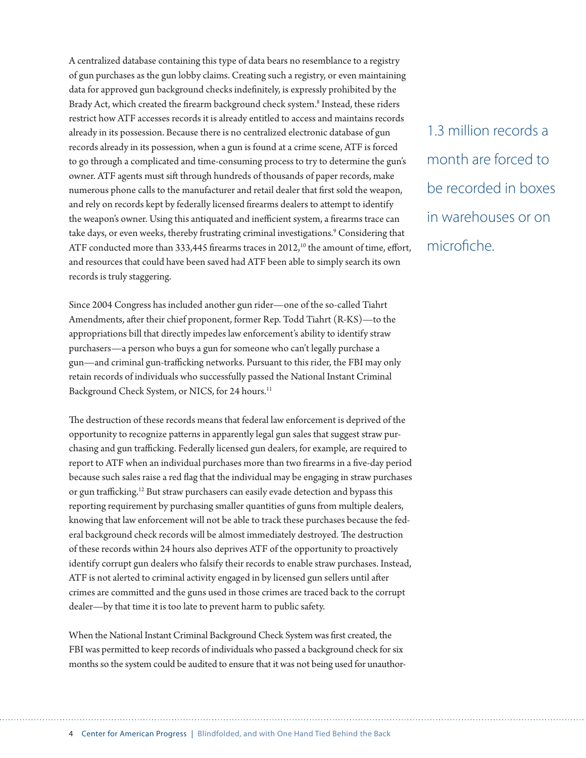A centralized database containing this type of data bears no resemblance to a registry of gun purchases as the gun lobby claims. Creating such a registry, or even maintaining data for approved gun background checks indefinitely, is expressly prohibited by the Brady Act, which created the firearm background check system.[8] Instead, these riders restrict how ATF accesses records it is already entitled to access and maintains records already in its possession. Because there is no centralized electronic database of gun records already in its possession, when a gun is found at a crime scene, ATF is forced to go through a complicated and time-consuming process to try to determine the gun's owner. ATF agents must sift through hundreds of thousands of paper records, make numerous phone calls to the manufacturer and retail dealer that first sold the weapon, and rely on records kept by federally licensed firearms dealers to attempt to identify the weapon's owner. Using this antiquated and inefficient system, a firearms trace can take days, or even weeks, thereby frustrating criminal investigations.[9] Considering that ATF conducted more than 333,445 firearms traces in 2012,[10] the amount of time, effort, and resources that could have been saved had ATF been able to simply search its own records is truly staggering.

1.3 million records a month are forced to be recorded in boxes in warehouses or on microfiche.

Since 2004 Congress has included another gun rider—one of the so-called Tiahrt Amendments, after their chief proponent, former Rep. Todd Tiahrt (R-KS)—to the appropriations bill that directly impedes law enforcement's ability to identify straw purchasers—a person who buys a gun for someone who can't legally purchase a gun—and criminal gun-trafficking networks. Pursuant to this rider, the FBI may only retain records of individuals who successfully passed the National Instant Criminal Background Check System, or NICS, for 24 hours.[11]

The destruction of these records means that federal law enforcement is deprived of the opportunity to recognize patterns in apparently legal gun sales that suggest straw purchasing and gun trafficking. Federally licensed gun dealers, for example, are required to report to ATF when an individual purchases more than two firearms in a five-day period because such sales raise a red flag that the individual may be engaging in straw purchases or gun trafficking.[12] But straw purchasers can easily evade detection and bypass this reporting requirement by purchasing smaller quantities of guns from multiple dealers, knowing that law enforcement will not be able to track these purchases because the federal background check records will be almost immediately destroyed. The destruction of these records within 24 hours also deprives ATF of the opportunity to proactively identify corrupt gun dealers who falsify their records to enable straw purchases. Instead, ATF is not alerted to criminal activity engaged in by licensed gun sellers until after crimes are committed and the guns used in those crimes are traced back to the corrupt dealer—by that time it is too late to prevent harm to public safety.

When the National Instant Criminal Background Check System was first created, the FBI was permitted to keep records of individuals who passed a background check for six months so the system could be audited to ensure that it was not being used for unauthor-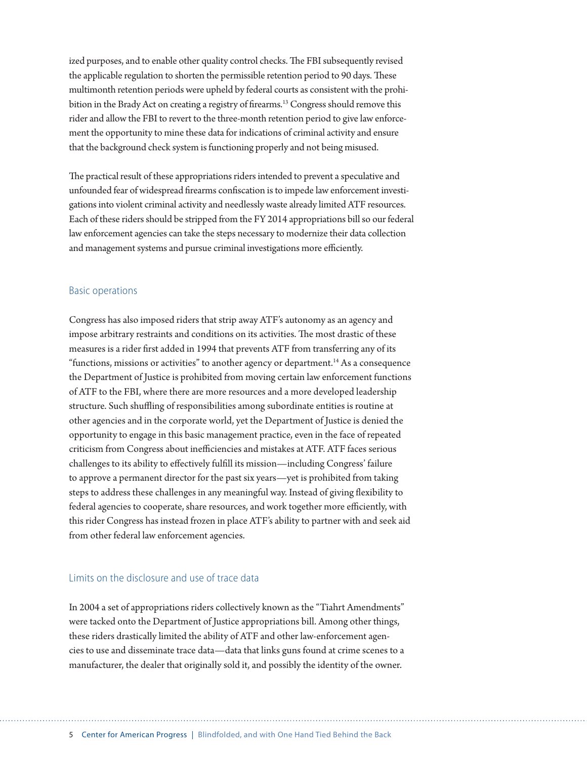ized purposes, and to enable other quality control checks. The FBI subsequently revised the applicable regulation to shorten the permissible retention period to 90 days. These multimonth retention periods were upheld by federal courts as consistent with the prohibition in the Brady Act on creating a registry of firearms.[13] Congress should remove this rider and allow the FBI to revert to the three-month retention period to give law enforcement the opportunity to mine these data for indications of criminal activity and ensure that the background check system is functioning properly and not being misused.

The practical result of these appropriations riders intended to prevent a speculative and unfounded fear of widespread firearms confiscation is to impede law enforcement investigations into violent criminal activity and needlessly waste already limited ATF resources. Each of these riders should be stripped from the FY 2014 appropriations bill so our federal law enforcement agencies can take the steps necessary to modernize their data collection and management systems and pursue criminal investigations more efficiently.

## Basic operations

Congress has also imposed riders that strip away ATF's autonomy as an agency and impose arbitrary restraints and conditions on its activities. The most drastic of these measures is a rider first added in 1994 that prevents ATF from transferring any of its "functions, missions or activities" to another agency or department.[14] As a consequence the Department of Justice is prohibited from moving certain law enforcement functions of ATF to the FBI, where there are more resources and a more developed leadership structure. Such shuffling of responsibilities among subordinate entities is routine at other agencies and in the corporate world, yet the Department of Justice is denied the opportunity to engage in this basic management practice, even in the face of repeated criticism from Congress about inefficiencies and mistakes at ATF. ATF faces serious challenges to its ability to effectively fulfill its mission—including Congress' failure to approve a permanent director for the past six years—yet is prohibited from taking steps to address these challenges in any meaningful way. Instead of giving flexibility to federal agencies to cooperate, share resources, and work together more efficiently, with this rider Congress has instead frozen in place ATF's ability to partner with and seek aid from other federal law enforcement agencies.

## Limits on the disclosure and use of trace data

In 2004 a set of appropriations riders collectively known as the "Tiahrt Amendments" were tacked onto the Department of Justice appropriations bill. Among other things, these riders drastically limited the ability of ATF and other law-enforcement agencies to use and disseminate trace data—data that links guns found at crime scenes to a manufacturer, the dealer that originally sold it, and possibly the identity of the owner.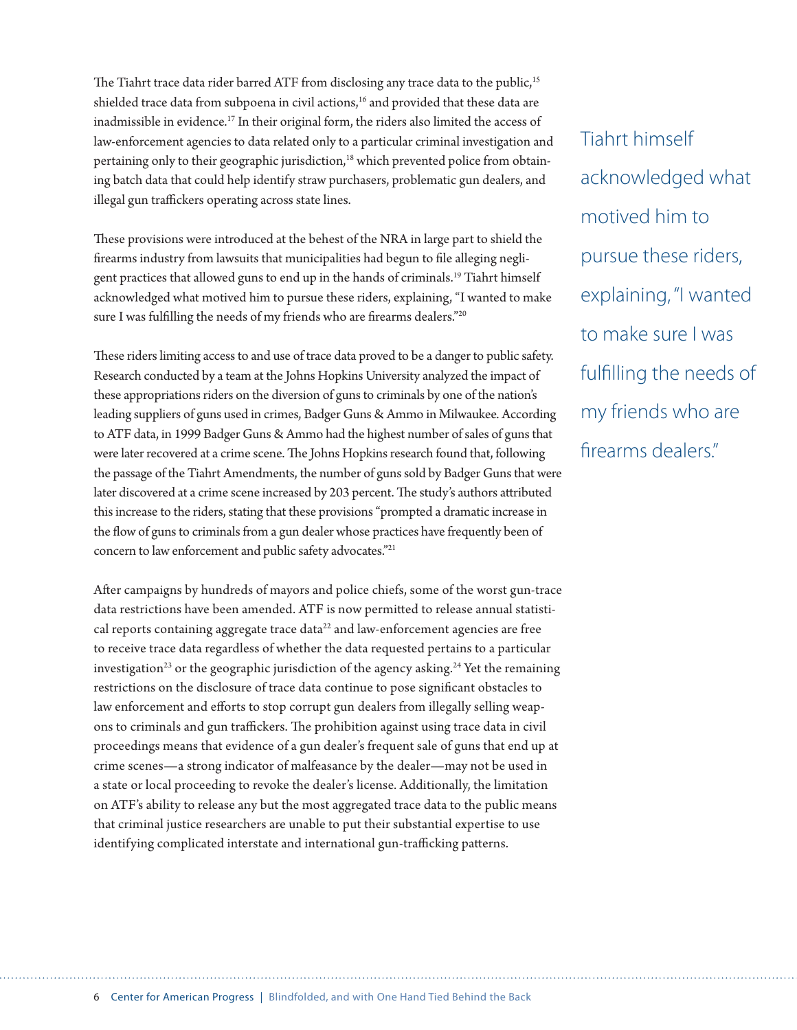The Tiahrt trace data rider barred ATF from disclosing any trace data to the public,[15] shielded trace data from subpoena in civil actions,[16] and provided that these data are inadmissible in evidence.[17] In their original form, the riders also limited the access of law-enforcement agencies to data related only to a particular criminal investigation and pertaining only to their geographic jurisdiction,[18] which prevented police from obtaining batch data that could help identify straw purchasers, problematic gun dealers, and illegal gun traffickers operating across state lines.

These provisions were introduced at the behest of the NRA in large part to shield the firearms industry from lawsuits that municipalities had begun to file alleging negligent practices that allowed guns to end up in the hands of criminals.[19] Tiahrt himself acknowledged what motived him to pursue these riders, explaining, "I wanted to make sure I was fulfilling the needs of my friends who are firearms dealers."[20]

> Tiahrt himself acknowledged what motived him to pursue these riders, explaining, "I wanted to make sure I was fulfilling the needs of my friends who are firearms dealers."

These riders limiting access to and use of trace data proved to be a danger to public safety. Research conducted by a team at the Johns Hopkins University analyzed the impact of these appropriations riders on the diversion of guns to criminals by one of the nation's leading suppliers of guns used in crimes, Badger Guns & Ammo in Milwaukee. According to ATF data, in 1999 Badger Guns & Ammo had the highest number of sales of guns that were later recovered at a crime scene. The Johns Hopkins research found that, following the passage of the Tiahrt Amendments, the number of guns sold by Badger Guns that were later discovered at a crime scene increased by 203 percent. The study's authors attributed this increase to the riders, stating that these provisions "prompted a dramatic increase in the flow of guns to criminals from a gun dealer whose practices have frequently been of concern to law enforcement and public safety advocates."[21]

After campaigns by hundreds of mayors and police chiefs, some of the worst gun-trace data restrictions have been amended. ATF is now permitted to release annual statistical reports containing aggregate trace data[22] and law-enforcement agencies are free to receive trace data regardless of whether the data requested pertains to a particular investigation[23] or the geographic jurisdiction of the agency asking.[24] Yet the remaining restrictions on the disclosure of trace data continue to pose significant obstacles to law enforcement and efforts to stop corrupt gun dealers from illegally selling weapons to criminals and gun traffickers. The prohibition against using trace data in civil proceedings means that evidence of a gun dealer's frequent sale of guns that end up at crime scenes—a strong indicator of malfeasance by the dealer—may not be used in a state or local proceeding to revoke the dealer's license. Additionally, the limitation on ATF's ability to release any but the most aggregated trace data to the public means that criminal justice researchers are unable to put their substantial expertise to use identifying complicated interstate and international gun-trafficking patterns.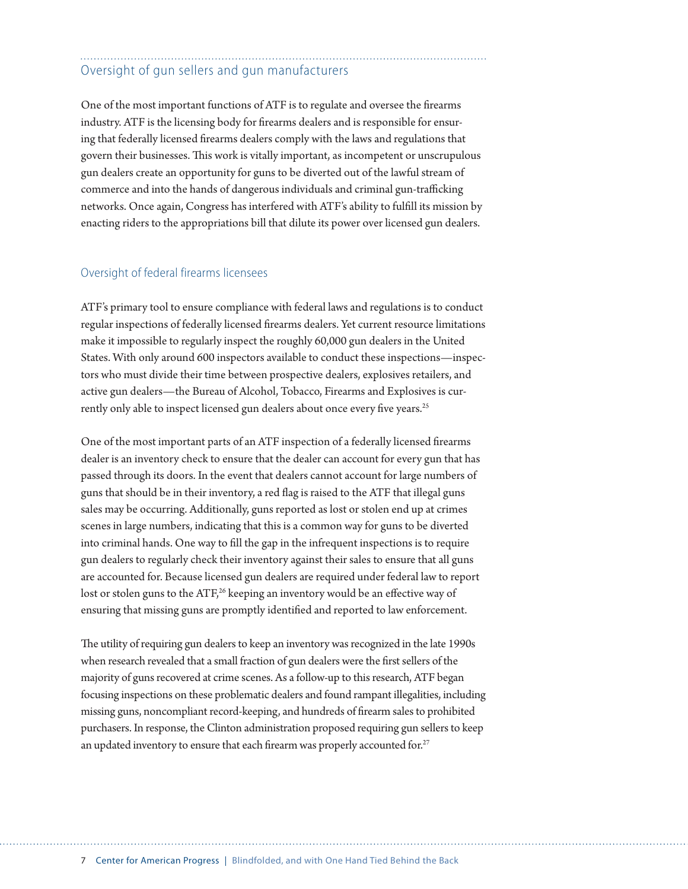## Oversight of gun sellers and gun manufacturers

One of the most important functions of ATF is to regulate and oversee the firearms industry. ATF is the licensing body for firearms dealers and is responsible for ensuring that federally licensed firearms dealers comply with the laws and regulations that govern their businesses. This work is vitally important, as incompetent or unscrupulous gun dealers create an opportunity for guns to be diverted out of the lawful stream of commerce and into the hands of dangerous individuals and criminal gun-trafficking networks. Once again, Congress has interfered with ATF's ability to fulfill its mission by enacting riders to the appropriations bill that dilute its power over licensed gun dealers.

### Oversight of federal firearms licensees

ATF's primary tool to ensure compliance with federal laws and regulations is to conduct regular inspections of federally licensed firearms dealers. Yet current resource limitations make it impossible to regularly inspect the roughly 60,000 gun dealers in the United States. With only around 600 inspectors available to conduct these inspections—inspectors who must divide their time between prospective dealers, explosives retailers, and active gun dealers—the Bureau of Alcohol, Tobacco, Firearms and Explosives is currently only able to inspect licensed gun dealers about once every five years.[25]

One of the most important parts of an ATF inspection of a federally licensed firearms dealer is an inventory check to ensure that the dealer can account for every gun that has passed through its doors. In the event that dealers cannot account for large numbers of guns that should be in their inventory, a red flag is raised to the ATF that illegal guns sales may be occurring. Additionally, guns reported as lost or stolen end up at crimes scenes in large numbers, indicating that this is a common way for guns to be diverted into criminal hands. One way to fill the gap in the infrequent inspections is to require gun dealers to regularly check their inventory against their sales to ensure that all guns are accounted for. Because licensed gun dealers are required under federal law to report lost or stolen guns to the ATF,[26] keeping an inventory would be an effective way of ensuring that missing guns are promptly identified and reported to law enforcement.

The utility of requiring gun dealers to keep an inventory was recognized in the late 1990s when research revealed that a small fraction of gun dealers were the first sellers of the majority of guns recovered at crime scenes. As a follow-up to this research, ATF began focusing inspections on these problematic dealers and found rampant illegalities, including missing guns, noncompliant record-keeping, and hundreds of firearm sales to prohibited purchasers. In response, the Clinton administration proposed requiring gun sellers to keep an updated inventory to ensure that each firearm was properly accounted for.[27]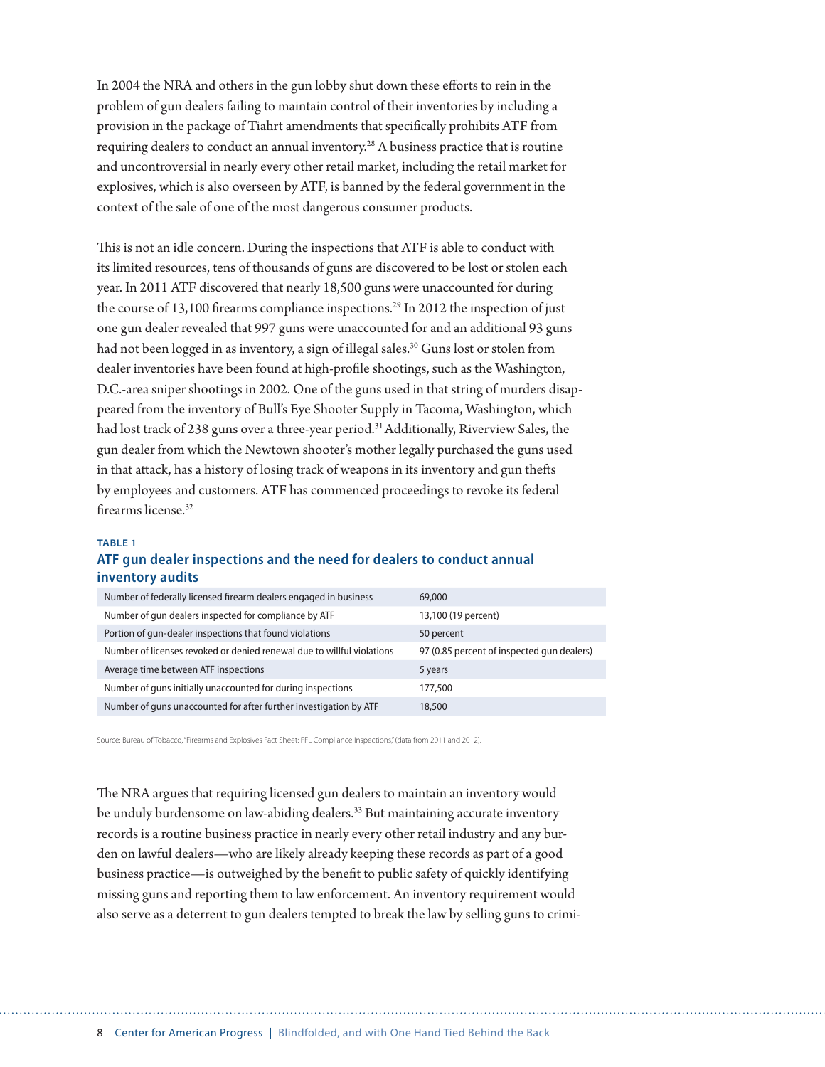In 2004 the NRA and others in the gun lobby shut down these efforts to rein in the problem of gun dealers failing to maintain control of their inventories by including a provision in the package of Tiahrt amendments that specifically prohibits ATF from requiring dealers to conduct an annual inventory.[28] A business practice that is routine and uncontroversial in nearly every other retail market, including the retail market for explosives, which is also overseen by ATF, is banned by the federal government in the context of the sale of one of the most dangerous consumer products.

This is not an idle concern. During the inspections that ATF is able to conduct with its limited resources, tens of thousands of guns are discovered to be lost or stolen each year. In 2011 ATF discovered that nearly 18,500 guns were unaccounted for during the course of 13,100 firearms compliance inspections.[29] In 2012 the inspection of just one gun dealer revealed that 997 guns were unaccounted for and an additional 93 guns had not been logged in as inventory, a sign of illegal sales.[30] Guns lost or stolen from dealer inventories have been found at high-profile shootings, such as the Washington, D.C.-area sniper shootings in 2002. One of the guns used in that string of murders disappeared from the inventory of Bull's Eye Shooter Supply in Tacoma, Washington, which had lost track of 238 guns over a three-year period.[31] Additionally, Riverview Sales, the gun dealer from which the Newtown shooter's mother legally purchased the guns used in that attack, has a history of losing track of weapons in its inventory and gun thefts by employees and customers. ATF has commenced proceedings to revoke its federal firearms license.[32]

**TABLE 1**

**ATF gun dealer inspections and the need for dealers to conduct annual inventory audits**

| | |
|---|---|
| Number of federally licensed firearm dealers engaged in business | 69,000 |
| Number of gun dealers inspected for compliance by ATF | 13,100 (19 percent) |
| Portion of gun-dealer inspections that found violations | 50 percent |
| Number of licenses revoked or denied renewal due to willful violations | 97 (0.85 percent of inspected gun dealers) |
| Average time between ATF inspections | 5 years |
| Number of guns initially unaccounted for during inspections | 177,500 |
| Number of guns unaccounted for after further investigation by ATF | 18,500 |

Source: Bureau of Tobacco, "Firearms and Explosives Fact Sheet: FFL Compliance Inspections," (data from 2011 and 2012).

The NRA argues that requiring licensed gun dealers to maintain an inventory would be unduly burdensome on law-abiding dealers.[33] But maintaining accurate inventory records is a routine business practice in nearly every other retail industry and any burden on lawful dealers—who are likely already keeping these records as part of a good business practice—is outweighed by the benefit to public safety of quickly identifying missing guns and reporting them to law enforcement. An inventory requirement would also serve as a deterrent to gun dealers tempted to break the law by selling guns to crimi-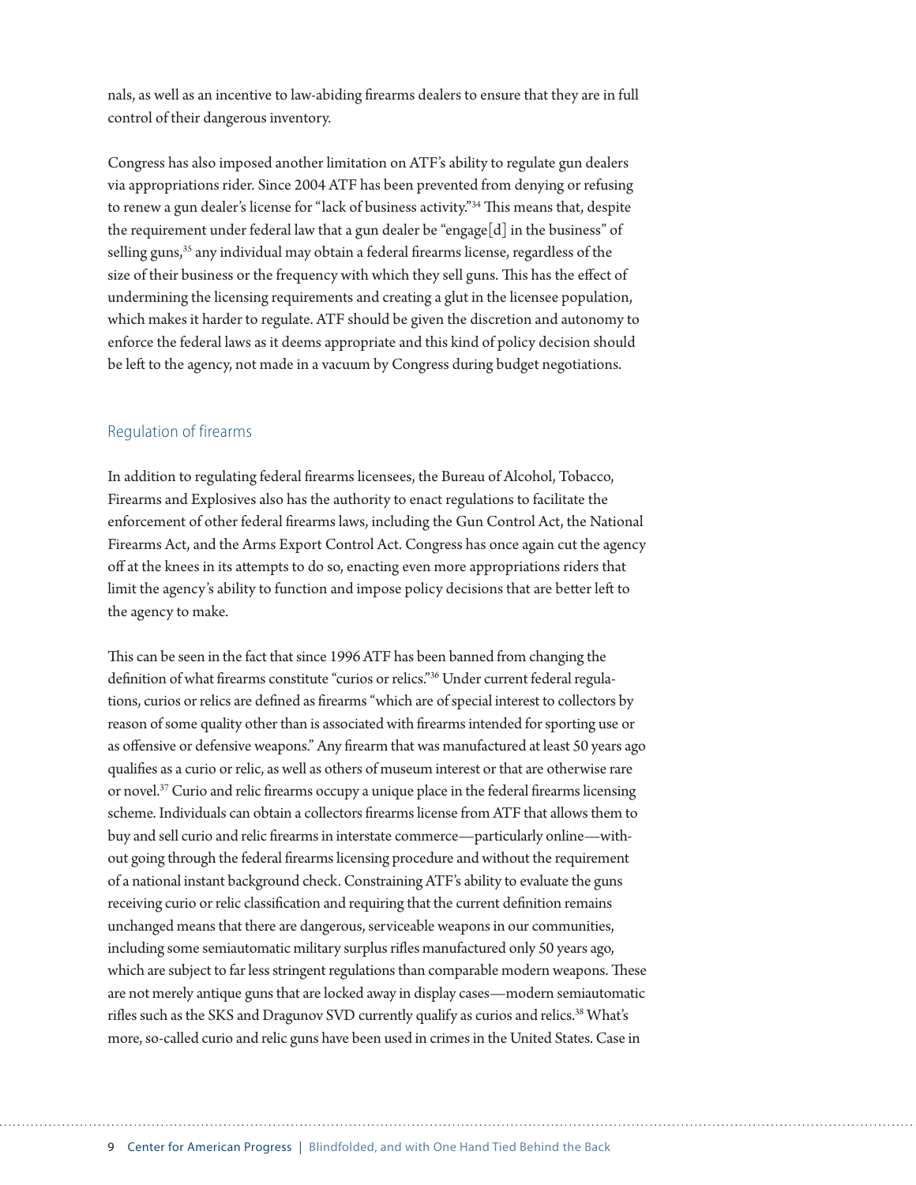nals, as well as an incentive to law-abiding firearms dealers to ensure that they are in full control of their dangerous inventory.

Congress has also imposed another limitation on ATF's ability to regulate gun dealers via appropriations rider. Since 2004 ATF has been prevented from denying or refusing to renew a gun dealer's license for "lack of business activity."[34] This means that, despite the requirement under federal law that a gun dealer be "engage[d] in the business" of selling guns,[35] any individual may obtain a federal firearms license, regardless of the size of their business or the frequency with which they sell guns. This has the effect of undermining the licensing requirements and creating a glut in the licensee population, which makes it harder to regulate. ATF should be given the discretion and autonomy to enforce the federal laws as it deems appropriate and this kind of policy decision should be left to the agency, not made in a vacuum by Congress during budget negotiations.

## Regulation of firearms

In addition to regulating federal firearms licensees, the Bureau of Alcohol, Tobacco, Firearms and Explosives also has the authority to enact regulations to facilitate the enforcement of other federal firearms laws, including the Gun Control Act, the National Firearms Act, and the Arms Export Control Act. Congress has once again cut the agency off at the knees in its attempts to do so, enacting even more appropriations riders that limit the agency's ability to function and impose policy decisions that are better left to the agency to make.

This can be seen in the fact that since 1996 ATF has been banned from changing the definition of what firearms constitute "curios or relics."[36] Under current federal regulations, curios or relics are defined as firearms "which are of special interest to collectors by reason of some quality other than is associated with firearms intended for sporting use or as offensive or defensive weapons." Any firearm that was manufactured at least 50 years ago qualifies as a curio or relic, as well as others of museum interest or that are otherwise rare or novel.[37] Curio and relic firearms occupy a unique place in the federal firearms licensing scheme. Individuals can obtain a collectors firearms license from ATF that allows them to buy and sell curio and relic firearms in interstate commerce—particularly online—without going through the federal firearms licensing procedure and without the requirement of a national instant background check. Constraining ATF's ability to evaluate the guns receiving curio or relic classification and requiring that the current definition remains unchanged means that there are dangerous, serviceable weapons in our communities, including some semiautomatic military surplus rifles manufactured only 50 years ago, which are subject to far less stringent regulations than comparable modern weapons. These are not merely antique guns that are locked away in display cases—modern semiautomatic rifles such as the SKS and Dragunov SVD currently qualify as curios and relics.[38] What's more, so-called curio and relic guns have been used in crimes in the United States. Case in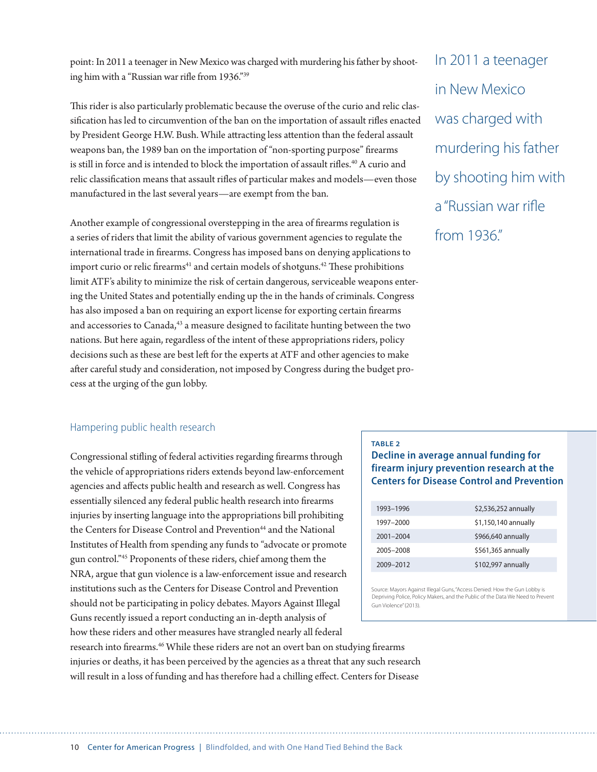point: In 2011 a teenager in New Mexico was charged with murdering his father by shooting him with a "Russian war rifle from 1936."[39]

This rider is also particularly problematic because the overuse of the curio and relic classification has led to circumvention of the ban on the importation of assault rifles enacted by President George H.W. Bush. While attracting less attention than the federal assault weapons ban, the 1989 ban on the importation of "non-sporting purpose" firearms is still in force and is intended to block the importation of assault rifles.[40] A curio and relic classification means that assault rifles of particular makes and models—even those manufactured in the last several years—are exempt from the ban.

Another example of congressional overstepping in the area of firearms regulation is a series of riders that limit the ability of various government agencies to regulate the international trade in firearms. Congress has imposed bans on denying applications to import curio or relic firearms[41] and certain models of shotguns.[42] These prohibitions limit ATF's ability to minimize the risk of certain dangerous, serviceable weapons entering the United States and potentially ending up the in the hands of criminals. Congress has also imposed a ban on requiring an export license for exporting certain firearms and accessories to Canada,[43] a measure designed to facilitate hunting between the two nations. But here again, regardless of the intent of these appropriations riders, policy decisions such as these are best left for the experts at ATF and other agencies to make after careful study and consideration, not imposed by Congress during the budget process at the urging of the gun lobby.

In 2011 a teenager in New Mexico was charged with murdering his father by shooting him with a "Russian war rifle from 1936."

## Hampering public health research

Congressional stifling of federal activities regarding firearms through the vehicle of appropriations riders extends beyond law-enforcement agencies and affects public health and research as well. Congress has essentially silenced any federal public health research into firearms injuries by inserting language into the appropriations bill prohibiting the Centers for Disease Control and Prevention[44] and the National Institutes of Health from spending any funds to "advocate or promote gun control."[45] Proponents of these riders, chief among them the NRA, argue that gun violence is a law-enforcement issue and research institutions such as the Centers for Disease Control and Prevention should not be participating in policy debates. Mayors Against Illegal Guns recently issued a report conducting an in-depth analysis of how these riders and other measures have strangled nearly all federal research into firearms.[46] While these riders are not an overt ban on studying firearms injuries or deaths, it has been perceived by the agencies as a threat that any such research will result in a loss of funding and has therefore had a chilling effect. Centers for Disease

**TABLE 2**

**Decline in average annual funding for firearm injury prevention research at the Centers for Disease Control and Prevention**

| | |
|---|---|
| 1993–1996 | $2,536,252 annually |
| 1997–2000 | $1,150,140 annually |
| 2001–2004 | $966,640 annually |
| 2005–2008 | $561,365 annually |
| 2009–2012 | $102,997 annually |

Source: Mayors Against Illegal Guns, "Access Denied: How the Gun Lobby is Depriving Police, Policy Makers, and the Public of the Data We Need to Prevent Gun Violence" (2013).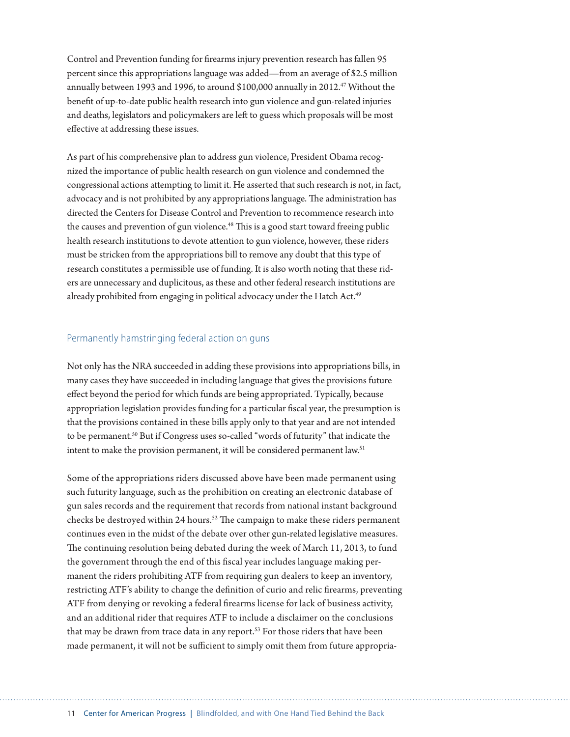Control and Prevention funding for firearms injury prevention research has fallen 95 percent since this appropriations language was added—from an average of $2.5 million annually between 1993 and 1996, to around $100,000 annually in 2012.[47] Without the benefit of up-to-date public health research into gun violence and gun-related injuries and deaths, legislators and policymakers are left to guess which proposals will be most effective at addressing these issues.

As part of his comprehensive plan to address gun violence, President Obama recognized the importance of public health research on gun violence and condemned the congressional actions attempting to limit it. He asserted that such research is not, in fact, advocacy and is not prohibited by any appropriations language. The administration has directed the Centers for Disease Control and Prevention to recommence research into the causes and prevention of gun violence.[48] This is a good start toward freeing public health research institutions to devote attention to gun violence, however, these riders must be stricken from the appropriations bill to remove any doubt that this type of research constitutes a permissible use of funding. It is also worth noting that these riders are unnecessary and duplicitous, as these and other federal research institutions are already prohibited from engaging in political advocacy under the Hatch Act.[49]

## Permanently hamstringing federal action on guns

Not only has the NRA succeeded in adding these provisions into appropriations bills, in many cases they have succeeded in including language that gives the provisions future effect beyond the period for which funds are being appropriated. Typically, because appropriation legislation provides funding for a particular fiscal year, the presumption is that the provisions contained in these bills apply only to that year and are not intended to be permanent.[50] But if Congress uses so-called "words of futurity" that indicate the intent to make the provision permanent, it will be considered permanent law.[51]

Some of the appropriations riders discussed above have been made permanent using such futurity language, such as the prohibition on creating an electronic database of gun sales records and the requirement that records from national instant background checks be destroyed within 24 hours.[52] The campaign to make these riders permanent continues even in the midst of the debate over other gun-related legislative measures. The continuing resolution being debated during the week of March 11, 2013, to fund the government through the end of this fiscal year includes language making permanent the riders prohibiting ATF from requiring gun dealers to keep an inventory, restricting ATF's ability to change the definition of curio and relic firearms, preventing ATF from denying or revoking a federal firearms license for lack of business activity, and an additional rider that requires ATF to include a disclaimer on the conclusions that may be drawn from trace data in any report.[53] For those riders that have been made permanent, it will not be sufficient to simply omit them from future appropria-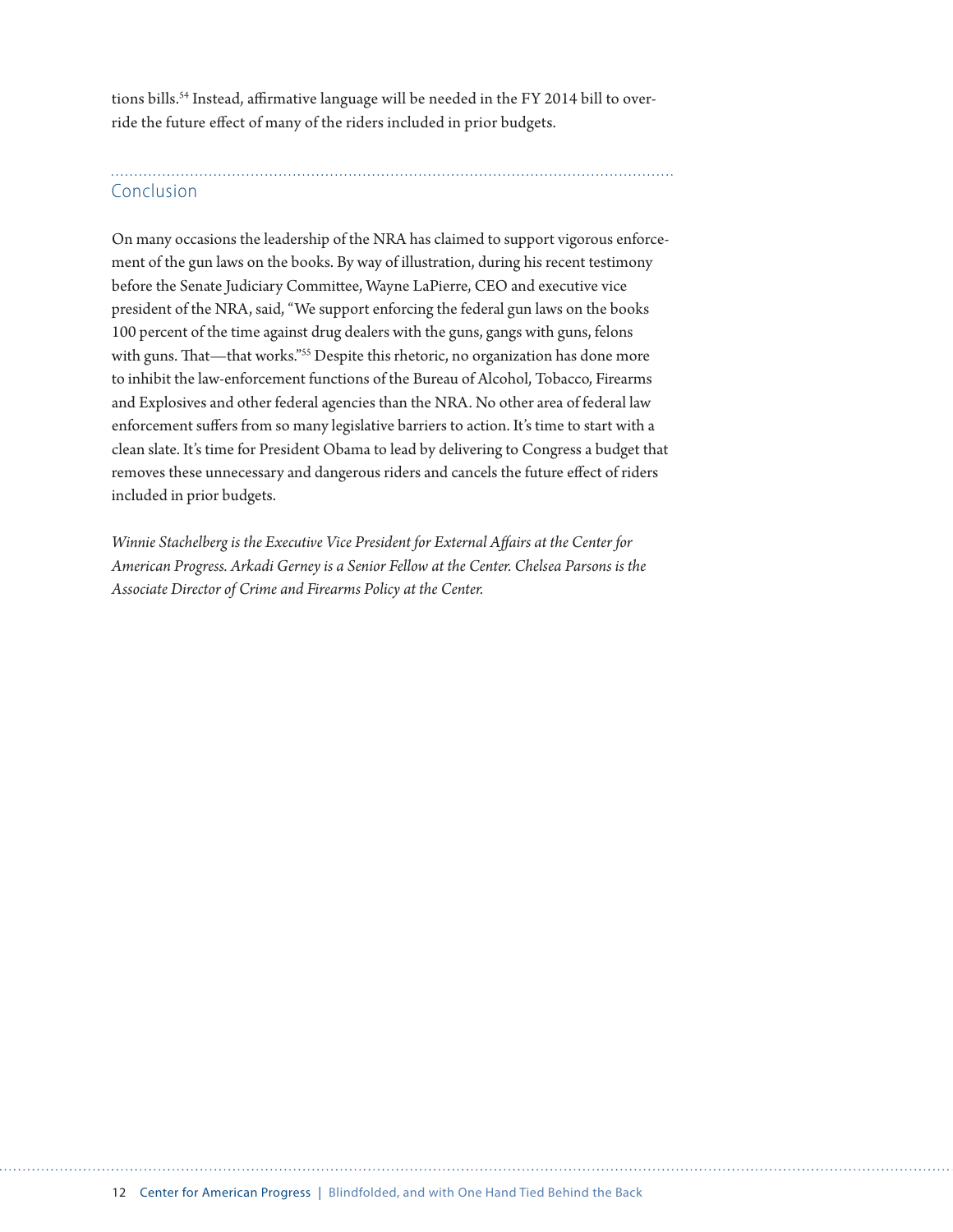tions bills.[54] Instead, affirmative language will be needed in the FY 2014 bill to override the future effect of many of the riders included in prior budgets.

## Conclusion

On many occasions the leadership of the NRA has claimed to support vigorous enforcement of the gun laws on the books. By way of illustration, during his recent testimony before the Senate Judiciary Committee, Wayne LaPierre, CEO and executive vice president of the NRA, said, "We support enforcing the federal gun laws on the books 100 percent of the time against drug dealers with the guns, gangs with guns, felons with guns. That—that works."[55] Despite this rhetoric, no organization has done more to inhibit the law-enforcement functions of the Bureau of Alcohol, Tobacco, Firearms and Explosives and other federal agencies than the NRA. No other area of federal law enforcement suffers from so many legislative barriers to action. It's time to start with a clean slate. It's time for President Obama to lead by delivering to Congress a budget that removes these unnecessary and dangerous riders and cancels the future effect of riders included in prior budgets.

*Winnie Stachelberg is the Executive Vice President for External Affairs at the Center for American Progress. Arkadi Gerney is a Senior Fellow at the Center. Chelsea Parsons is the Associate Director of Crime and Firearms Policy at the Center.*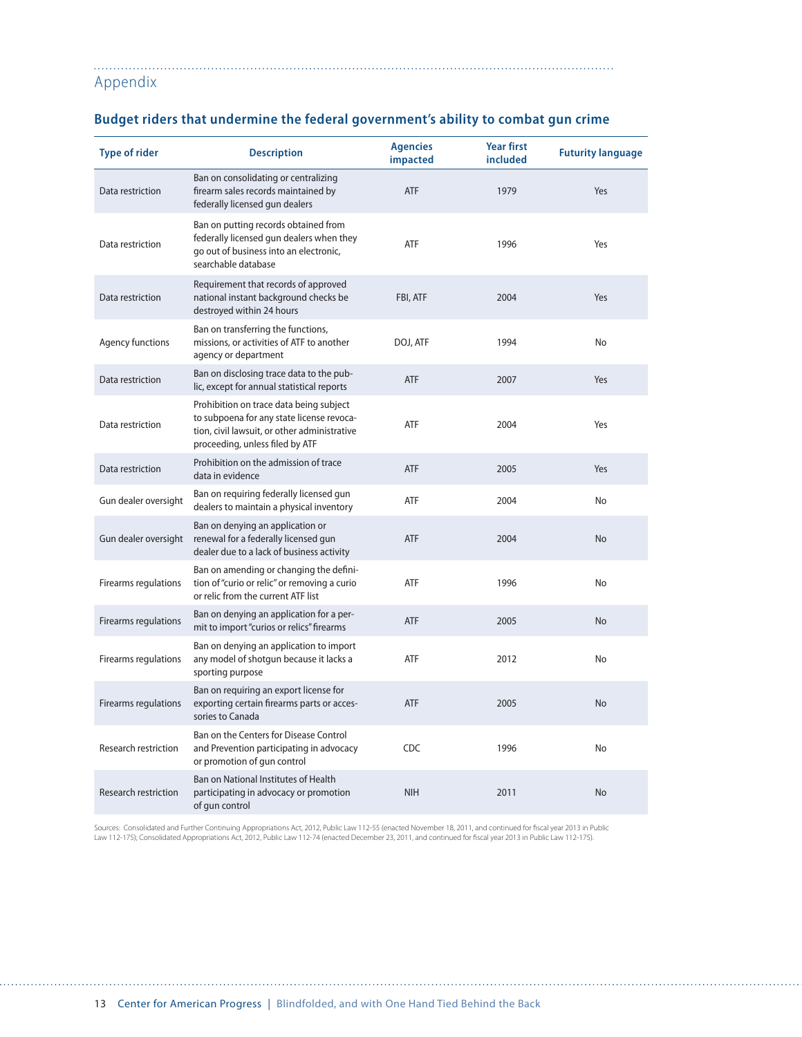## Appendix

### Budget riders that undermine the federal government's ability to combat gun crime

| Type of rider | Description | Agencies impacted | Year first included | Futurity language |
|---|---|---|---|---|
| Data restriction | Ban on consolidating or centralizing firearm sales records maintained by federally licensed gun dealers | ATF | 1979 | Yes |
| Data restriction | Ban on putting records obtained from federally licensed gun dealers when they go out of business into an electronic, searchable database | ATF | 1996 | Yes |
| Data restriction | Requirement that records of approved national instant background checks be destroyed within 24 hours | FBI, ATF | 2004 | Yes |
| Agency functions | Ban on transferring the functions, missions, or activities of ATF to another agency or department | DOJ, ATF | 1994 | No |
| Data restriction | Ban on disclosing trace data to the public, except for annual statistical reports | ATF | 2007 | Yes |
| Data restriction | Prohibition on trace data being subject to subpoena for any state license revocation, civil lawsuit, or other administrative proceeding, unless filed by ATF | ATF | 2004 | Yes |
| Data restriction | Prohibition on the admission of trace data in evidence | ATF | 2005 | Yes |
| Gun dealer oversight | Ban on requiring federally licensed gun dealers to maintain a physical inventory | ATF | 2004 | No |
| Gun dealer oversight | Ban on denying an application or renewal for a federally licensed gun dealer due to a lack of business activity | ATF | 2004 | No |
| Firearms regulations | Ban on amending or changing the definition of "curio or relic" or removing a curio or relic from the current ATF list | ATF | 1996 | No |
| Firearms regulations | Ban on denying an application for a permit to import "curios or relics" firearms | ATF | 2005 | No |
| Firearms regulations | Ban on denying an application to import any model of shotgun because it lacks a sporting purpose | ATF | 2012 | No |
| Firearms regulations | Ban on requiring an export license for exporting certain firearms parts or accessories to Canada | ATF | 2005 | No |
| Research restriction | Ban on the Centers for Disease Control and Prevention participating in advocacy or promotion of gun control | CDC | 1996 | No |
| Research restriction | Ban on National Institutes of Health participating in advocacy or promotion of gun control | NIH | 2011 | No |

Sources: Consolidated and Further Continuing Appropriations Act, 2012, Public Law 112-55 (enacted November 18, 2011, and continued for fiscal year 2013 in Public Law 112-175); Consolidated Appropriations Act, 2012, Public Law 112-74 (enacted December 23, 2011, and continued for fiscal year 2013 in Public Law 112-175).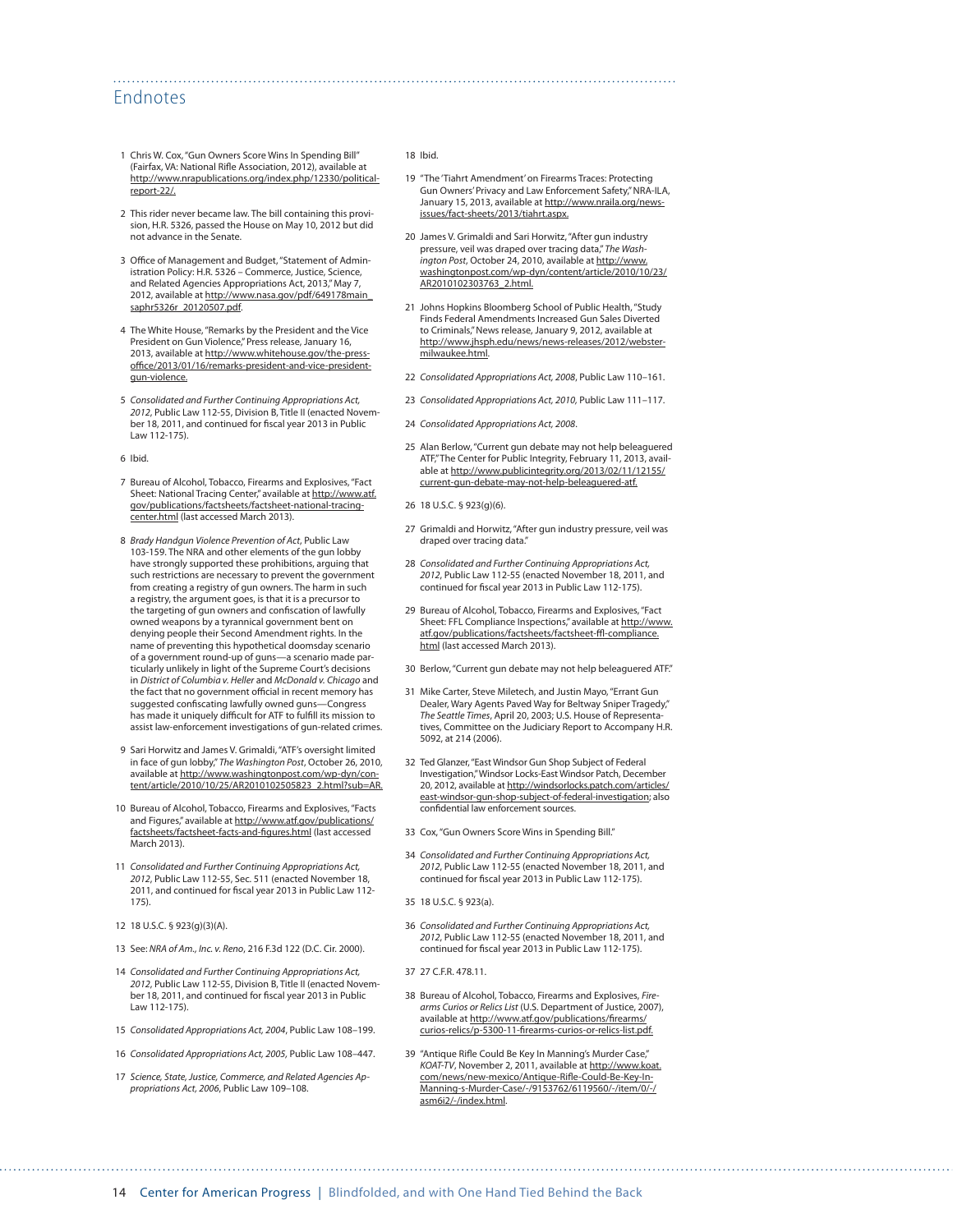## Endnotes

1. Chris W. Cox, "Gun Owners Score Wins In Spending Bill" (Fairfax, VA: National Rifle Association, 2012), available at http://www.nrapublications.org/index.php/12330/political-report-22/.

2. This rider never became law. The bill containing this provision, H.R. 5326, passed the House on May 10, 2012 but did not advance in the Senate.

3. Office of Management and Budget, "Statement of Administration Policy: H.R. 5326 – Commerce, Justice, Science, and Related Agencies Appropriations Act, 2013," May 7, 2012, available at http://www.nasa.gov/pdf/649178main_saphr5326r_20120507.pdf.

4. The White House, "Remarks by the President and the Vice President on Gun Violence," Press release, January 16, 2013, available at http://www.whitehouse.gov/the-press-office/2013/01/16/remarks-president-and-vice-president-gun-violence.

5. *Consolidated and Further Continuing Appropriations Act, 2012*, Public Law 112-55, Division B, Title II (enacted November 18, 2011, and continued for fiscal year 2013 in Public Law 112-175).

6. Ibid.

7. Bureau of Alcohol, Tobacco, Firearms and Explosives, "Fact Sheet: National Tracing Center," available at http://www.atf.gov/publications/factsheets/factsheet-national-tracing-center.html (last accessed March 2013).

8. *Brady Handgun Violence Prevention of Act*, Public Law 103-159. The NRA and other elements of the gun lobby have strongly supported these prohibitions, arguing that such restrictions are necessary to prevent the government from creating a registry of gun owners. The harm in such a registry, the argument goes, is that it is a precursor to the targeting of gun owners and confiscation of lawfully owned weapons by a tyrannical government bent on denying people their Second Amendment rights. In the name of preventing this hypothetical doomsday scenario of a government round-up of guns—a scenario made particularly unlikely in light of the Supreme Court's decisions in *District of Columbia v. Heller* and *McDonald v. Chicago* and the fact that no government official in recent memory has suggested confiscating lawfully owned guns—Congress has made it uniquely difficult for ATF to fulfill its mission to assist law-enforcement investigations of gun-related crimes.

9. Sari Horwitz and James V. Grimaldi, "ATF's oversight limited in face of gun lobby," *The Washington Post*, October 26, 2010, available at http://www.washingtonpost.com/wp-dyn/content/article/2010/10/25/AR2010102505823_2.html?sub=AR.

10. Bureau of Alcohol, Tobacco, Firearms and Explosives, "Facts and Figures," available at http://www.atf.gov/publications/factsheets/factsheet-facts-and-figures.html (last accessed March 2013).

11. *Consolidated and Further Continuing Appropriations Act, 2012*, Public Law 112-55, Sec. 511 (enacted November 18, 2011, and continued for fiscal year 2013 in Public Law 112-175).

12. 18 U.S.C. § 923(g)(3)(A).

13. See: *NRA of Am., Inc. v. Reno*, 216 F.3d 122 (D.C. Cir. 2000).

14. *Consolidated and Further Continuing Appropriations Act, 2012*, Public Law 112-55, Division B, Title II (enacted November 18, 2011, and continued for fiscal year 2013 in Public Law 112-175).

15. *Consolidated Appropriations Act, 2004*, Public Law 108–199.

16. *Consolidated Appropriations Act, 2005*, Public Law 108–447.

17. *Science, State, Justice, Commerce, and Related Agencies Appropriations Act, 2006*, Public Law 109–108.

18. Ibid.

19. "The 'Tiahrt Amendment' on Firearms Traces: Protecting Gun Owners' Privacy and Law Enforcement Safety," NRA-ILA, January 15, 2013, available at http://www.nraila.org/news-issues/fact-sheets/2013/tiahrt.aspx.

20. James V. Grimaldi and Sari Horwitz, "After gun industry pressure, veil was draped over tracing data," *The Washington Post*, October 24, 2010, available at http://www.washingtonpost.com/wp-dyn/content/article/2010/10/23/AR2010102303763_2.html.

21. Johns Hopkins Bloomberg School of Public Health, "Study Finds Federal Amendments Increased Gun Sales Diverted to Criminals," News release, January 9, 2012, available at http://www.jhsph.edu/news/news-releases/2012/webster-milwaukee.html.

22. *Consolidated Appropriations Act, 2008*, Public Law 110–161.

23. *Consolidated Appropriations Act, 2010*, Public Law 111–117.

24. *Consolidated Appropriations Act, 2008*.

25. Alan Berlow, "Current gun debate may not help beleaguered ATF," The Center for Public Integrity, February 11, 2013, available at http://www.publicintegrity.org/2013/02/11/12155/current-gun-debate-may-not-help-beleaguered-atf.

26. 18 U.S.C. § 923(g)(6).

27. Grimaldi and Horwitz, "After gun industry pressure, veil was draped over tracing data."

28. *Consolidated and Further Continuing Appropriations Act, 2012*, Public Law 112-55 (enacted November 18, 2011, and continued for fiscal year 2013 in Public Law 112-175).

29. Bureau of Alcohol, Tobacco, Firearms and Explosives, "Fact Sheet: FFL Compliance Inspections," available at http://www.atf.gov/publications/factsheets/factsheet-ffl-compliance.html (last accessed March 2013).

30. Berlow, "Current gun debate may not help beleaguered ATF."

31. Mike Carter, Steve Miletech, and Justin Mayo, "Errant Gun Dealer, Wary Agents Paved Way for Beltway Sniper Tragedy," *The Seattle Times*, April 20, 2003; U.S. House of Representatives, Committee on the Judiciary Report to Accompany H.R. 5092, at 214 (2006).

32. Ted Glanzer, "East Windsor Gun Shop Subject of Federal Investigation," Windsor Locks-East Windsor Patch, December 20, 2012, available at http://windsorlocks.patch.com/articles/east-windsor-gun-shop-subject-of-federal-investigation; also confidential law enforcement sources.

33. Cox, "Gun Owners Score Wins In Spending Bill."

34. *Consolidated and Further Continuing Appropriations Act, 2012*, Public Law 112-55 (enacted November 18, 2011, and continued for fiscal year 2013 in Public Law 112-175).

35. 18 U.S.C. § 923(a).

36. *Consolidated and Further Continuing Appropriations Act, 2012*, Public Law 112-55 (enacted November 18, 2011, and continued for fiscal year 2013 in Public Law 112-175).

37. 27 C.F.R. 478.11.

38. Bureau of Alcohol, Tobacco, Firearms and Explosives, *Firearms Curios or Relics List* (U.S. Department of Justice, 2007), available at http://www.atf.gov/publications/firearms/curios-relics/p-5300-11-firearms-curios-or-relics-list.pdf.

39. "Antique Rifle Could Be Key In Manning's Murder Case," *KOAT-TV*, November 2, 2011, available at http://www.koat.com/news/new-mexico/Antique-Rifle-Could-Be-Key-In-Manning-s-Murder-Case/-/9153762/6119560/-/item/0/-/asm6i2/-/index.html.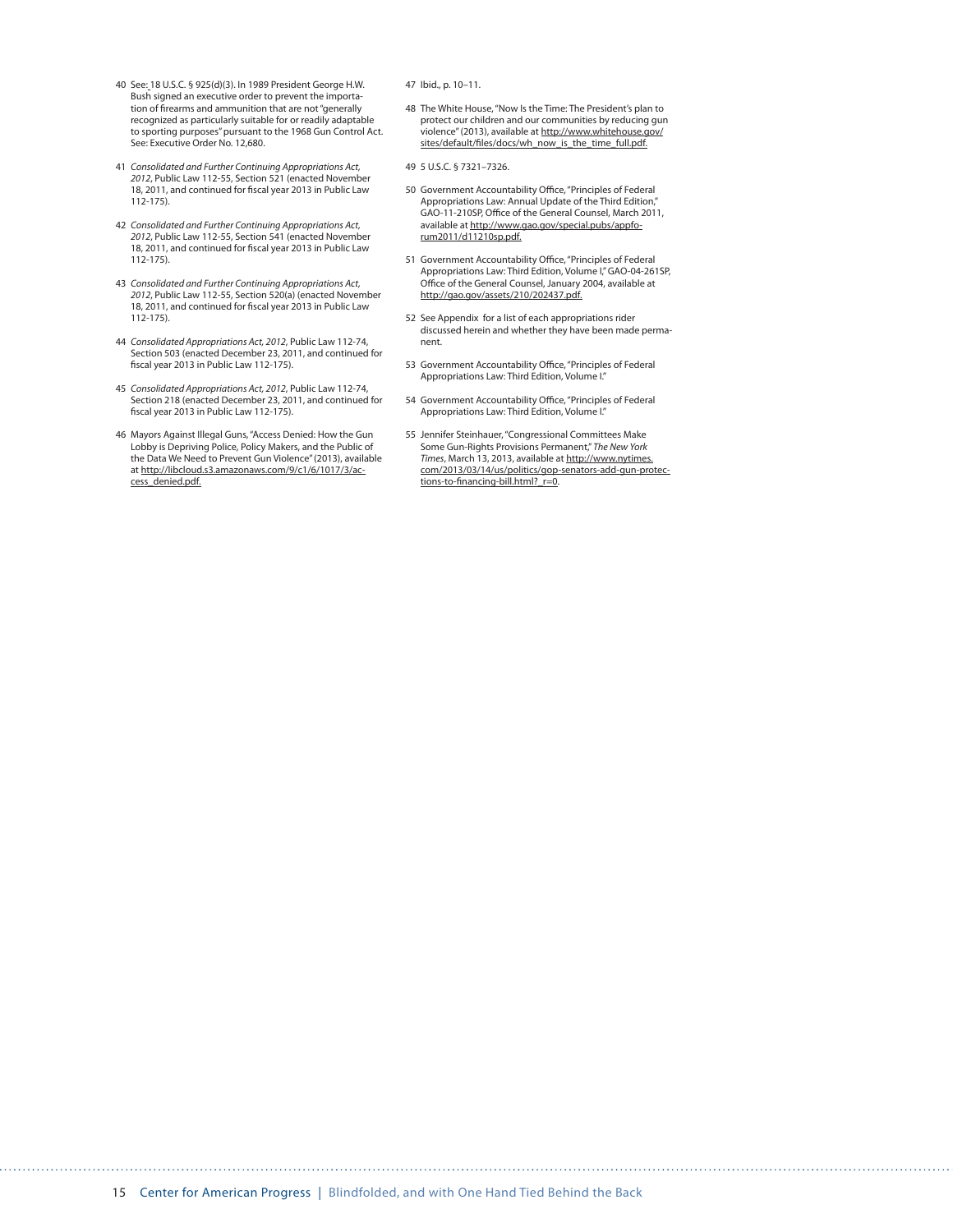40 See: 18 U.S.C. § 925(d)(3). In 1989 President George H.W. Bush signed an executive order to prevent the importation of firearms and ammunition that are not "generally recognized as particularly suitable for or readily adaptable to sporting purposes" pursuant to the 1968 Gun Control Act. See: Executive Order No. 12,680.

41 *Consolidated and Further Continuing Appropriations Act, 2012*, Public Law 112-55, Section 521 (enacted November 18, 2011, and continued for fiscal year 2013 in Public Law 112-175).

42 *Consolidated and Further Continuing Appropriations Act, 2012*, Public Law 112-55, Section 541 (enacted November 18, 2011, and continued for fiscal year 2013 in Public Law 112-175).

43 *Consolidated and Further Continuing Appropriations Act, 2012*, Public Law 112-55, Section 520(a) (enacted November 18, 2011, and continued for fiscal year 2013 in Public Law 112-175).

44 *Consolidated Appropriations Act, 2012*, Public Law 112-74, Section 503 (enacted December 23, 2011, and continued for fiscal year 2013 in Public Law 112-175).

45 *Consolidated Appropriations Act, 2012*, Public Law 112-74, Section 218 (enacted December 23, 2011, and continued for fiscal year 2013 in Public Law 112-175).

46 Mayors Against Illegal Guns, "Access Denied: How the Gun Lobby is Depriving Police, Policy Makers, and the Public of the Data We Need to Prevent Gun Violence" (2013), available at http://libcloud.s3.amazonaws.com/9/c1/6/1017/3/access_denied.pdf.

47 Ibid., p. 10–11.

48 The White House, "Now Is the Time: The President's plan to protect our children and our communities by reducing gun violence" (2013), available at http://www.whitehouse.gov/sites/default/files/docs/wh_now_is_the_time_full.pdf.

49 5 U.S.C. § 7321–7326.

50 Government Accountability Office, "Principles of Federal Appropriations Law: Annual Update of the Third Edition," GAO-11-210SP, Office of the General Counsel, March 2011, available at http://www.gao.gov/special.pubs/appforum2011/d11210sp.pdf.

51 Government Accountability Office, "Principles of Federal Appropriations Law: Third Edition, Volume I," GAO-04-261SP, Office of the General Counsel, January 2004, available at http://gao.gov/assets/210/202437.pdf.

52 See Appendix for a list of each appropriations rider discussed herein and whether they have been made permanent.

53 Government Accountability Office, "Principles of Federal Appropriations Law: Third Edition, Volume I."

54 Government Accountability Office, "Principles of Federal Appropriations Law: Third Edition, Volume I."

55 Jennifer Steinhauer, "Congressional Committees Make Some Gun-Rights Provisions Permanent," *The New York Times*, March 13, 2013, available at http://www.nytimes.com/2013/03/14/us/politics/gop-senators-add-gun-protections-to-financing-bill.html?_r=0.